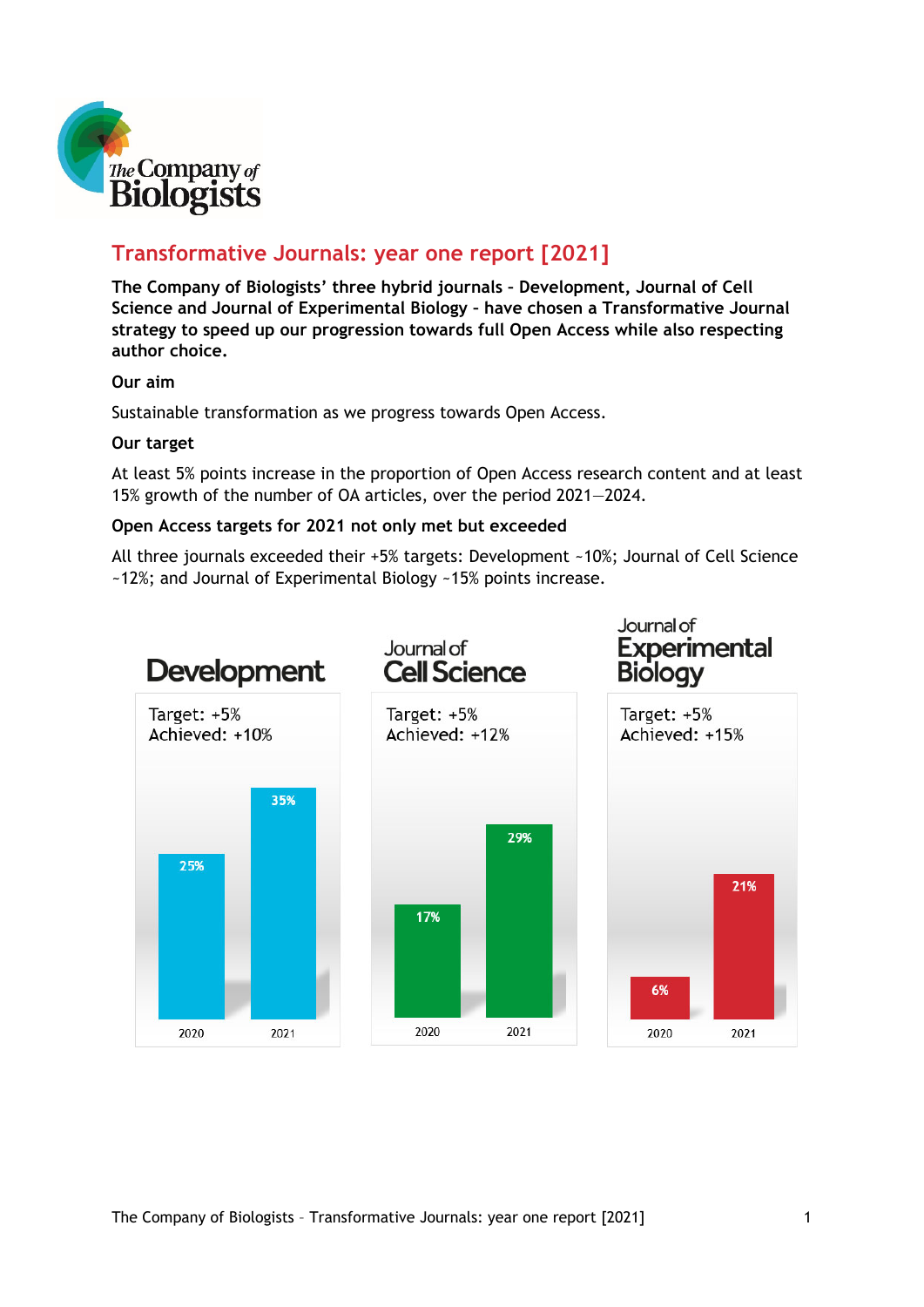The Company of Biologists

# Transformative Journals: year one report [2021]

**The Company of Biologists' three hybrid journals - Development, Journal of Cell Science and Journal of Experimental Biology - have chosen a Transformative Journal strategy to speed up our progression towards full Open Access while also respecting author choice.**

**Our aim**

Sustainable transformation as we progress towards Open Access.

**Our target**

At least 5% points increase in the proportion of Open Access research content and at least 15% growth of the number of OA articles, over the period 2021—2024.

**Open Access targets for 2021 not only met but exceeded**

All three journals exceeded their +5% targets: Development ~10%; Journal of Cell Science ~12%; and Journal of Experimental Biology ~15% points increase.

**Development**

Target: +5%
Achieved: +10%

| 2020 | 2021 |
| --- | --- |
| 25% | 35% |

**Journal of Cell Science**

Target: +5%
Achieved: +12%

| 2020 | 2021 |
| --- | --- |
| 17% | 29% |

**Journal of Experimental Biology**

Target: +5%
Achieved: +15%

| 2020 | 2021 |
| --- | --- |
| 6% | 21% |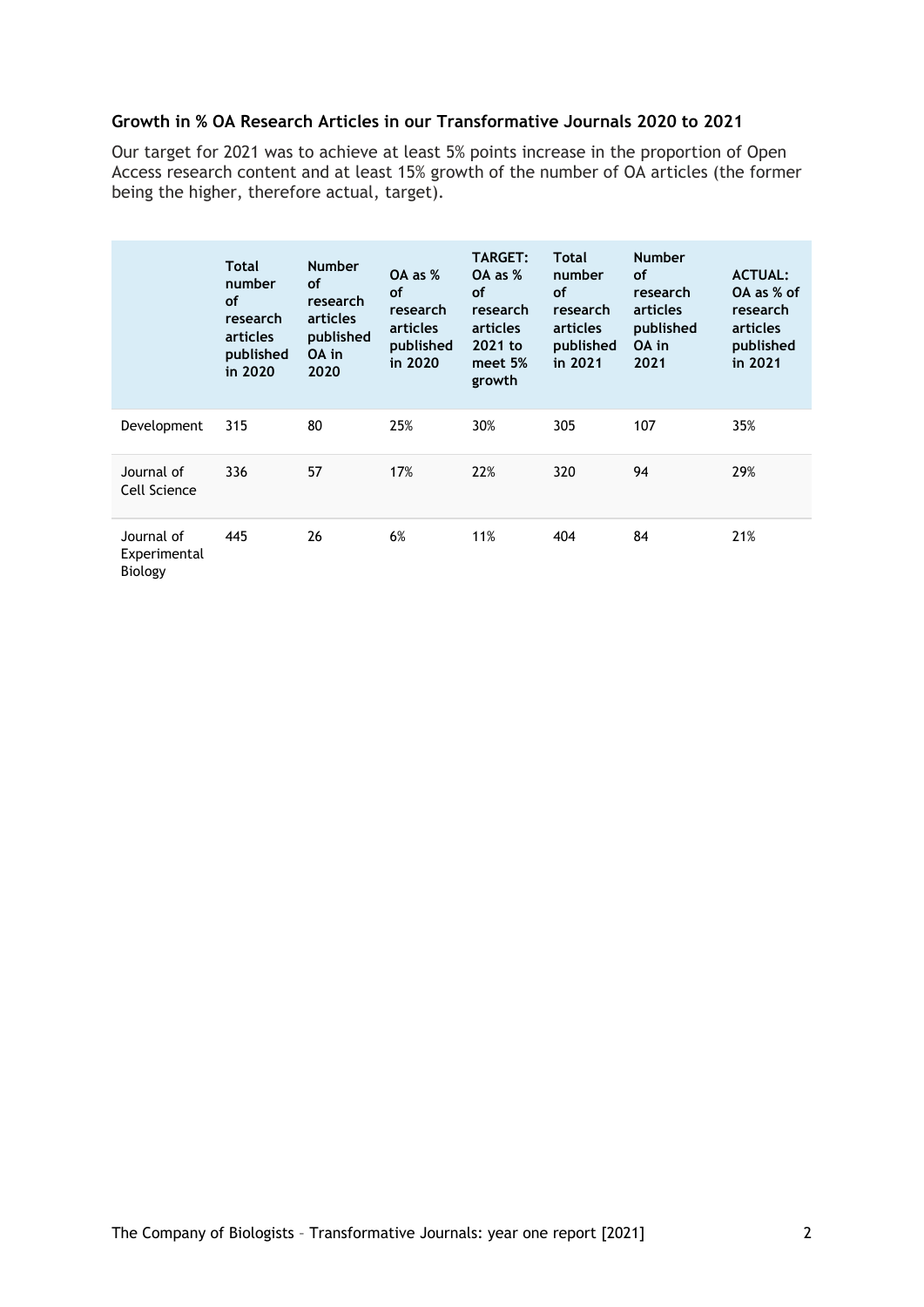### Growth in % OA Research Articles in our Transformative Journals 2020 to 2021

Our target for 2021 was to achieve at least 5% points increase in the proportion of Open Access research content and at least 15% growth of the number of OA articles (the former being the higher, therefore actual, target).

| | Total number of research articles published in 2020 | Number of research articles published OA in 2020 | OA as % of research articles published in 2020 | TARGET: OA as % of research articles 2021 to meet 5% growth | Total number of research articles published in 2021 | Number of research articles published OA in 2021 | ACTUAL: OA as % of research articles published in 2021 |
|---|---|---|---|---|---|---|---|
| Development | 315 | 80 | 25% | 30% | 305 | 107 | 35% |
| Journal of Cell Science | 336 | 57 | 17% | 22% | 320 | 94 | 29% |
| Journal of Experimental Biology | 445 | 26 | 6% | 11% | 404 | 84 | 21% |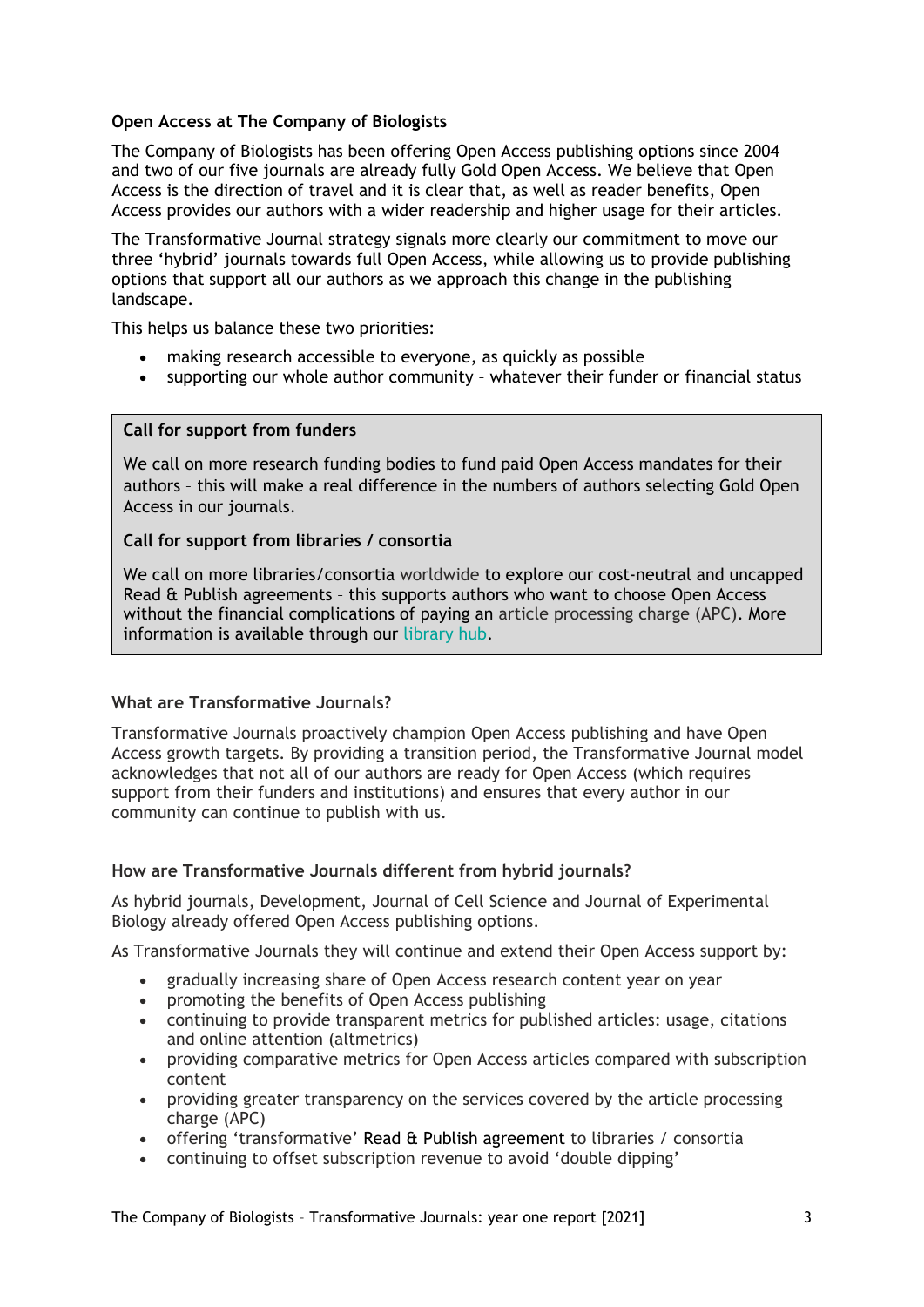**Open Access at The Company of Biologists**

The Company of Biologists has been offering Open Access publishing options since 2004 and two of our five journals are already fully Gold Open Access. We believe that Open Access is the direction of travel and it is clear that, as well as reader benefits, Open Access provides our authors with a wider readership and higher usage for their articles.

The Transformative Journal strategy signals more clearly our commitment to move our three 'hybrid' journals towards full Open Access, while allowing us to provide publishing options that support all our authors as we approach this change in the publishing landscape.

This helps us balance these two priorities:

- making research accessible to everyone, as quickly as possible
- supporting our whole author community – whatever their funder or financial status

**Call for support from funders**

We call on more research funding bodies to fund paid Open Access mandates for their authors – this will make a real difference in the numbers of authors selecting Gold Open Access in our journals.

**Call for support from libraries / consortia**

We call on more libraries/consortia worldwide to explore our cost-neutral and uncapped Read & Publish agreements – this supports authors who want to choose Open Access without the financial complications of paying an article processing charge (APC). More information is available through our library hub.

**What are Transformative Journals?**

Transformative Journals proactively champion Open Access publishing and have Open Access growth targets. By providing a transition period, the Transformative Journal model acknowledges that not all of our authors are ready for Open Access (which requires support from their funders and institutions) and ensures that every author in our community can continue to publish with us.

**How are Transformative Journals different from hybrid journals?**

As hybrid journals, Development, Journal of Cell Science and Journal of Experimental Biology already offered Open Access publishing options.

As Transformative Journals they will continue and extend their Open Access support by:

- gradually increasing share of Open Access research content year on year
- promoting the benefits of Open Access publishing
- continuing to provide transparent metrics for published articles: usage, citations and online attention (altmetrics)
- providing comparative metrics for Open Access articles compared with subscription content
- providing greater transparency on the services covered by the article processing charge (APC)
- offering 'transformative' Read & Publish agreement to libraries / consortia
- continuing to offset subscription revenue to avoid 'double dipping'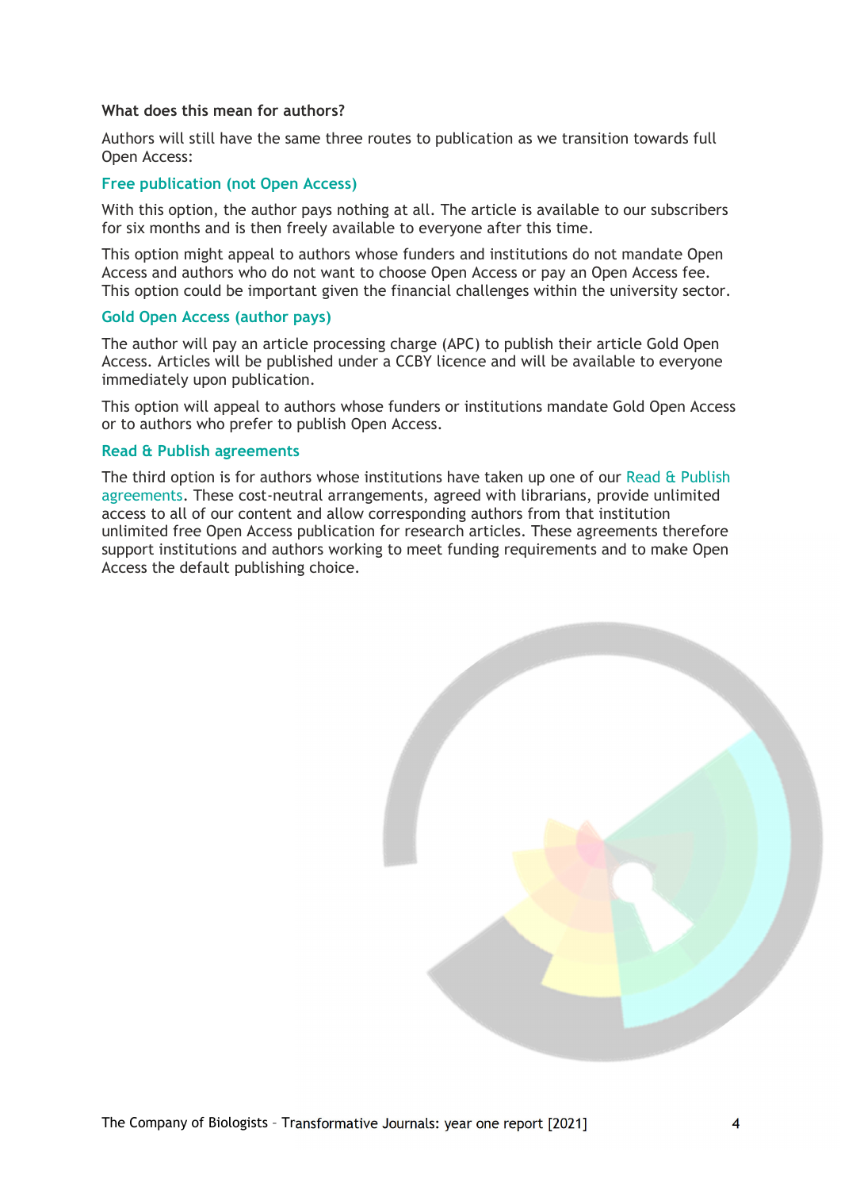**What does this mean for authors?**

Authors will still have the same three routes to publication as we transition towards full Open Access:

### Free publication (not Open Access)

With this option, the author pays nothing at all. The article is available to our subscribers for six months and is then freely available to everyone after this time.

This option might appeal to authors whose funders and institutions do not mandate Open Access and authors who do not want to choose Open Access or pay an Open Access fee. This option could be important given the financial challenges within the university sector.

### Gold Open Access (author pays)

The author will pay an article processing charge (APC) to publish their article Gold Open Access. Articles will be published under a CCBY licence and will be available to everyone immediately upon publication.

This option will appeal to authors whose funders or institutions mandate Gold Open Access or to authors who prefer to publish Open Access.

### Read & Publish agreements

The third option is for authors whose institutions have taken up one of our Read & Publish agreements. These cost-neutral arrangements, agreed with librarians, provide unlimited access to all of our content and allow corresponding authors from that institution unlimited free Open Access publication for research articles. These agreements therefore support institutions and authors working to meet funding requirements and to make Open Access the default publishing choice.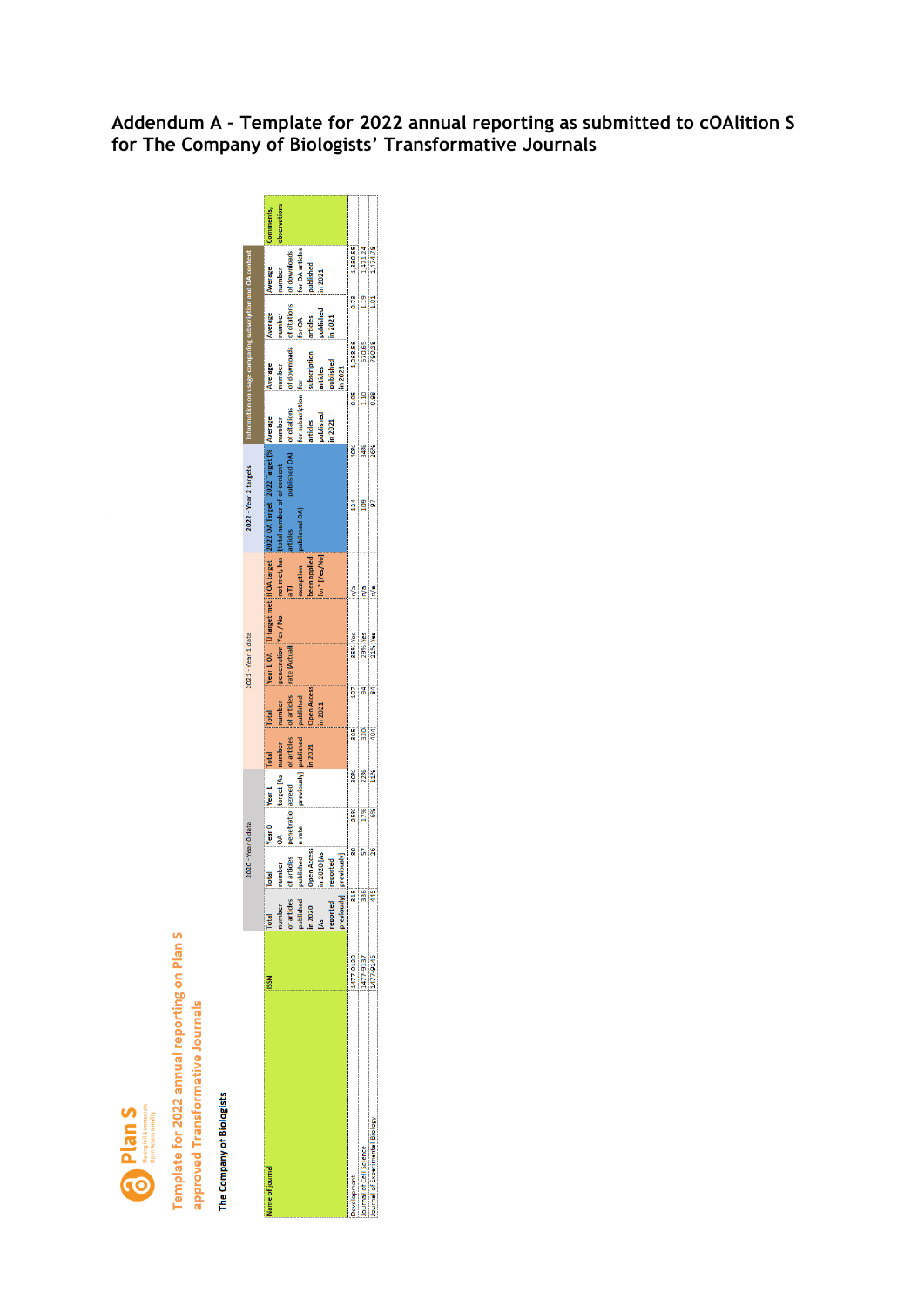**Addendum A – Template for 2022 annual reporting as submitted to cOAlition S for The Company of Biologists' Transformative Journals**

Plan S

Making full & immediate Open Access a reality

## Template for 2022 annual reporting on Plan S approved Transformative Journals

**The Company of Biologists**

| | | 2020 - Year 0 data | | | | 2021 - Year 1 data | | | | | 2022 - Year 2 targets | | Information on usage comparing subscription and OA content | | | | |
|---|---|---|---|---|---|---|---|---|---|---|---|---|---|---|---|---|---|
| Name of journal | ISSN | Total number of articles published in 2020 [As reported previously] | Total number of articles published Open Access in 2020 [As reported previously] | Year 0 OA penetration rate | Year 1 target [As agreed previously] | Total number of articles published in 2021 | Total number of articles published Open Access in 2021 | Year 1 OA penetration rate (Actual) | TJ target met Yes / No | If OA target not met, has a TJ exception been applied for? [Yes/No] | 2022 OA Target (total number of articles published OA) | 2022 target (% of content published OA) | Average number of citations for subscription articles published in 2021 | Average number of downloads for subscription articles published in 2021 | Average number of citations for OA articles published in 2021 | Average number of downloads for OA articles published in 2021 | Comments, observations |
| Development | 1477-9129 | 315 | 80 | 25% | 30% | 305 | 107 | 35% | Yes | n/a | 124 | 40% | 0.95 | 1,068.56 | 0.73 | 1,880.55 | |
| Journal of Cell Science | 1477-9137 | 338 | 57 | 17% | 22% | 320 | 94 | 29% | Yes | n/a | 109 | 34% | 1.10 | 670.65 | 1.19 | 1,471.24 | |
| Journal of Experimental Biology | 1477-9145 | 445 | 26 | 6% | 11% | 404 | 84 | 21% | Yes | n/a | 97 | 26% | 0.98 | 790.38 | 1.01 | 1,474.78 | |